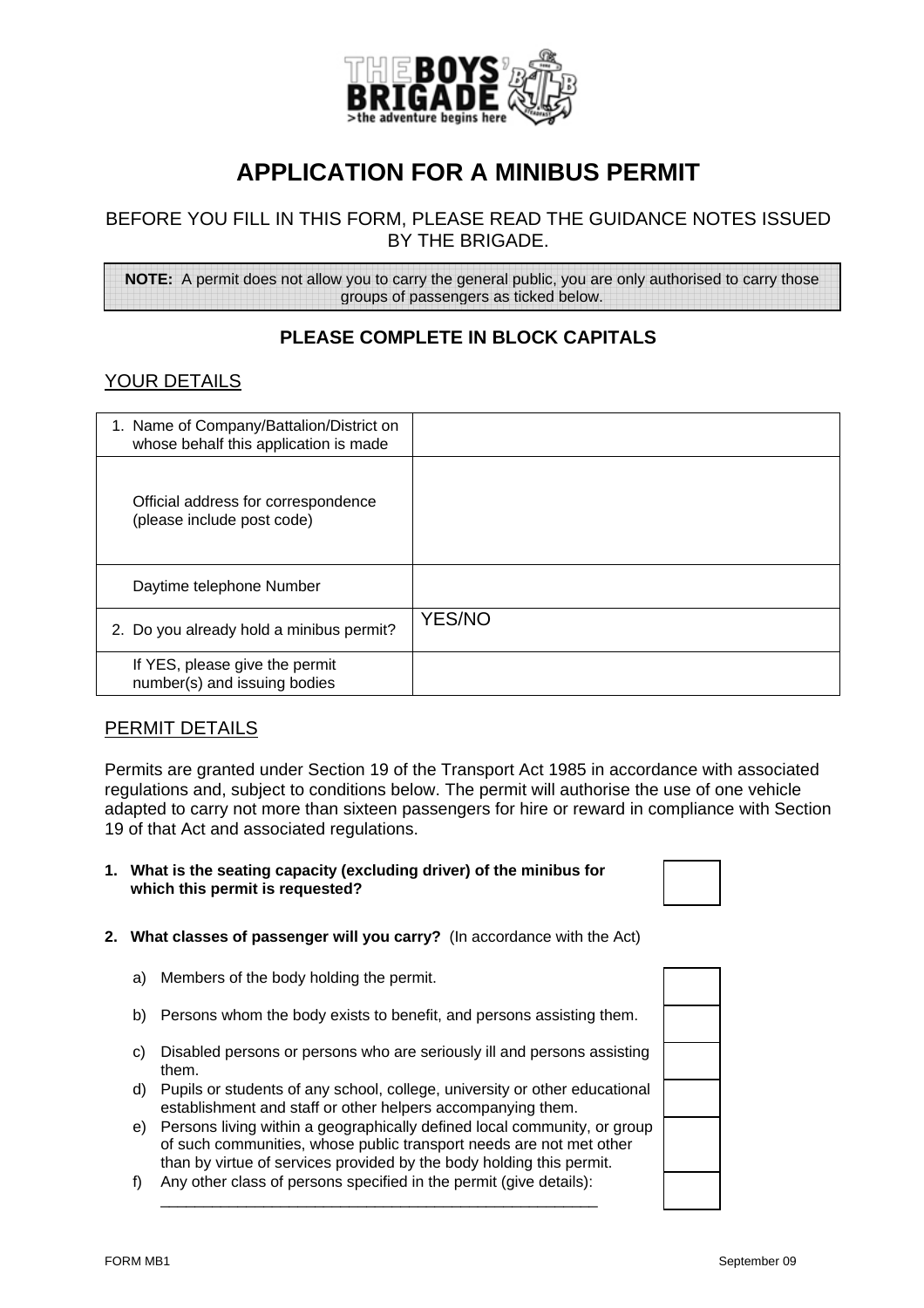# APPLICATION FOR A MINIBUS PERMIT

BEFORE YOU FILL IN THIS FORM, PLEASE READ THE GUIDANCE NOTES ISSUED BY THE BRIGADE.

> **NOTE:** A permit does not allow you to carry the general public, you are only authorised to carry those groups of passengers as ticked below.

### PLEASE COMPLETE IN BLOCK CAPITALS

## YOUR DETAILS

| | |
|---|---|
| 1. Name of Company/Battalion/District on whose behalf this application is made | |
| Official address for correspondence (please include post code) | |
| Daytime telephone Number | |
| 2. Do you already hold a minibus permit? | YES/NO |
| If YES, please give the permit number(s) and issuing bodies | |

## PERMIT DETAILS

Permits are granted under Section 19 of the Transport Act 1985 in accordance with associated regulations and, subject to conditions below. The permit will authorise the use of one vehicle adapted to carry not more than sixteen passengers for hire or reward in compliance with Section 19 of that Act and associated regulations.

**1. What is the seating capacity (excluding driver) of the minibus for which this permit is requested?** ☐

**2. What classes of passenger will you carry?** (In accordance with the Act)

a) Members of the body holding the permit. ☐

b) Persons whom the body exists to benefit, and persons assisting them. ☐

c) Disabled persons or persons who are seriously ill and persons assisting them. ☐

d) Pupils or students of any school, college, university or other educational establishment and staff or other helpers accompanying them. ☐

e) Persons living within a geographically defined local community, or group of such communities, whose public transport needs are not met other than by virtue of services provided by the body holding this permit. ☐

f) Any other class of persons specified in the permit (give details): ☐

\_\_\_\_\_\_\_\_\_\_\_\_\_\_\_\_\_\_\_\_\_\_\_\_\_\_\_\_\_\_\_\_\_\_\_\_\_\_\_\_\_\_\_\_\_\_\_\_\_\_\_\_

FORM MB1 September 09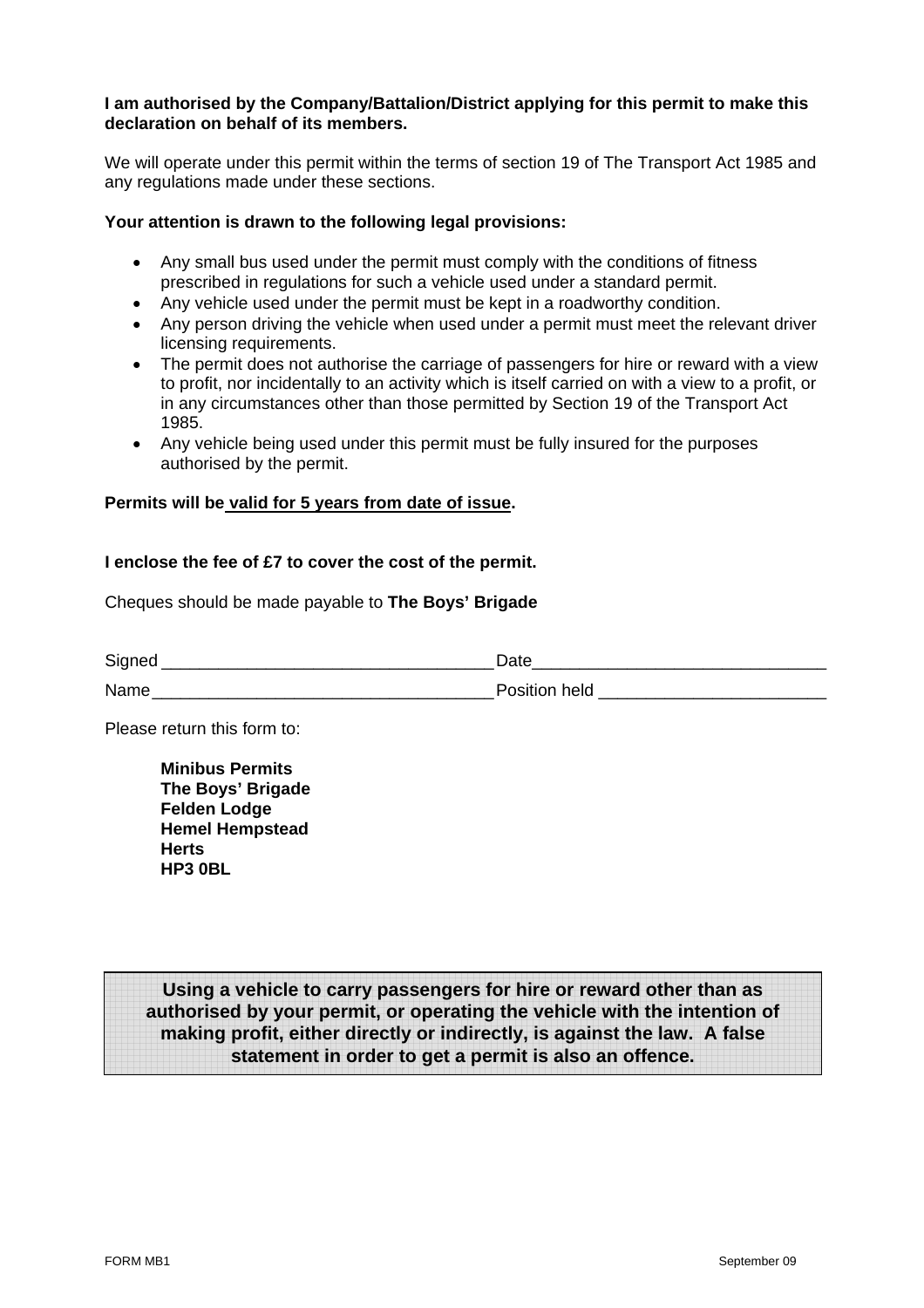**I am authorised by the Company/Battalion/District applying for this permit to make this declaration on behalf of its members.**

We will operate under this permit within the terms of section 19 of The Transport Act 1985 and any regulations made under these sections.

**Your attention is drawn to the following legal provisions:**

- Any small bus used under the permit must comply with the conditions of fitness prescribed in regulations for such a vehicle used under a standard permit.
- Any vehicle used under the permit must be kept in a roadworthy condition.
- Any person driving the vehicle when used under a permit must meet the relevant driver licensing requirements.
- The permit does not authorise the carriage of passengers for hire or reward with a view to profit, nor incidentally to an activity which is itself carried on with a view to a profit, or in any circumstances other than those permitted by Section 19 of the Transport Act 1985.
- Any vehicle being used under this permit must be fully insured for the purposes authorised by the permit.

**Permits will be valid for 5 years from date of issue.**

**I enclose the fee of £7 to cover the cost of the permit.**

Cheques should be made payable to **The Boys' Brigade**

Signed ___________________________________ Date_______________________________

Name____________________________________ Position held ________________________

Please return this form to:

**Minibus Permits**
**The Boys' Brigade**
**Felden Lodge**
**Hemel Hempstead**
**Herts**
**HP3 0BL**

**Using a vehicle to carry passengers for hire or reward other than as authorised by your permit, or operating the vehicle with the intention of making profit, either directly or indirectly, is against the law. A false statement in order to get a permit is also an offence.**

FORM MB1 September 09